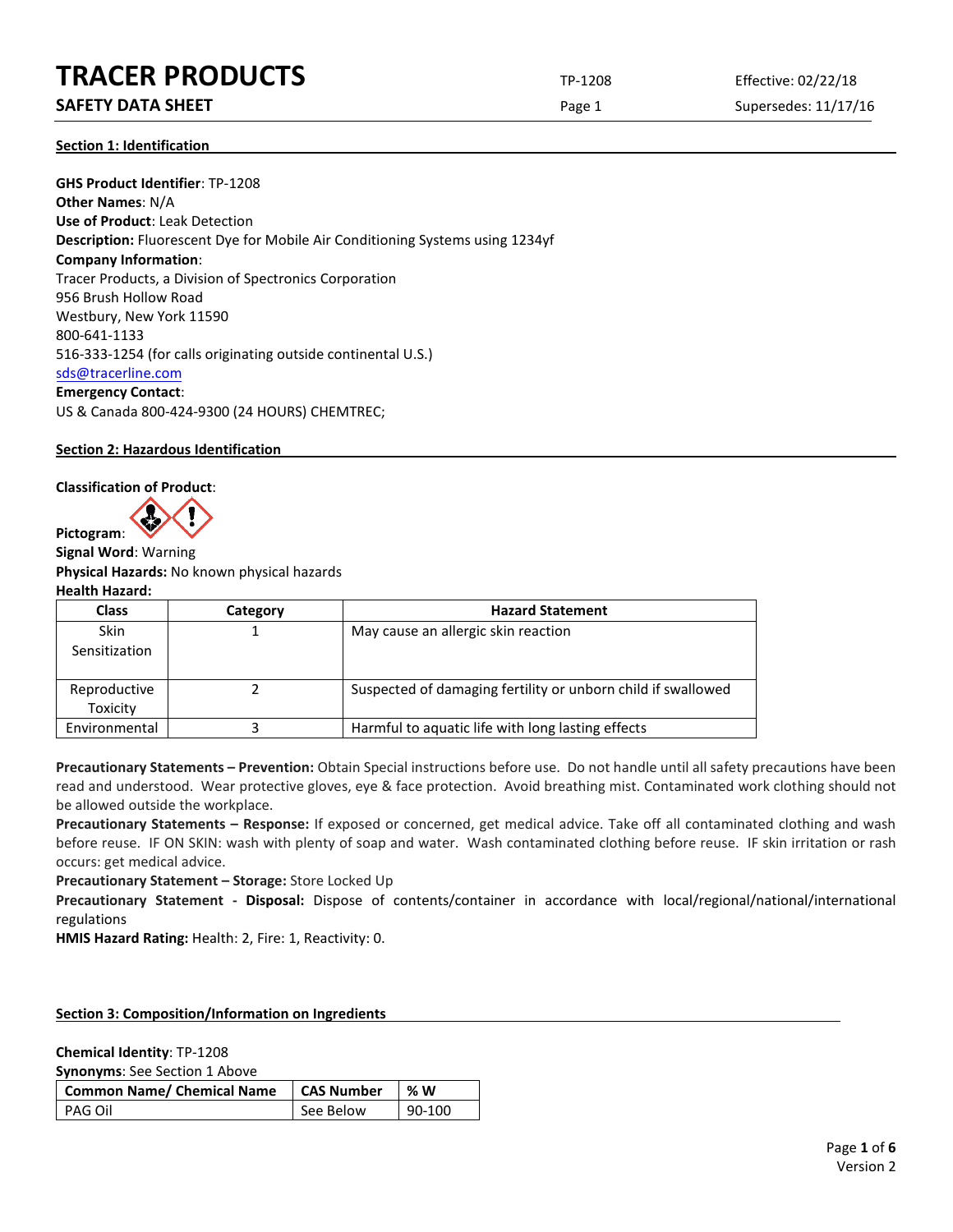# TRACER PRODUCTS

## SAFETY DATA SHEET

TP-1208

Effective: 02/22/18

Supersedes: 11/17/16

### Section 1: Identification

**GHS Product Identifier**: TP-1208
**Other Names**: N/A
**Use of Product**: Leak Detection
**Description:** Fluorescent Dye for Mobile Air Conditioning Systems using 1234yf
**Company Information**:
Tracer Products, a Division of Spectronics Corporation
956 Brush Hollow Road
Westbury, New York 11590
800-641-1133
516-333-1254 (for calls originating outside continental U.S.)
sds@tracerline.com
**Emergency Contact**:
US & Canada 800-424-9300 (24 HOURS) CHEMTREC;

### Section 2: Hazardous Identification

**Classification of Product**:

**Pictogram**:
**Signal Word**: Warning
**Physical Hazards:** No known physical hazards
**Health Hazard:**

| Class | Category | Hazard Statement |
|---|---|---|
| Skin Sensitization | 1 | May cause an allergic skin reaction |
| Reproductive Toxicity | 2 | Suspected of damaging fertility or unborn child if swallowed |
| Environmental | 3 | Harmful to aquatic life with long lasting effects |

**Precautionary Statements – Prevention:** Obtain Special instructions before use. Do not handle until all safety precautions have been read and understood. Wear protective gloves, eye & face protection. Avoid breathing mist. Contaminated work clothing should not be allowed outside the workplace.
**Precautionary Statements – Response:** If exposed or concerned, get medical advice. Take off all contaminated clothing and wash before reuse. IF ON SKIN: wash with plenty of soap and water. Wash contaminated clothing before reuse. IF skin irritation or rash occurs: get medical advice.
**Precautionary Statement – Storage:** Store Locked Up
**Precautionary Statement - Disposal:** Dispose of contents/container in accordance with local/regional/national/international regulations
**HMIS Hazard Rating:** Health: 2, Fire: 1, Reactivity: 0.

### Section 3: Composition/Information on Ingredients

**Chemical Identity**: TP-1208
**Synonyms**: See Section 1 Above

| Common Name/ Chemical Name | CAS Number | % W |
|---|---|---|
| PAG Oil | See Below | 90-100 |

Version 2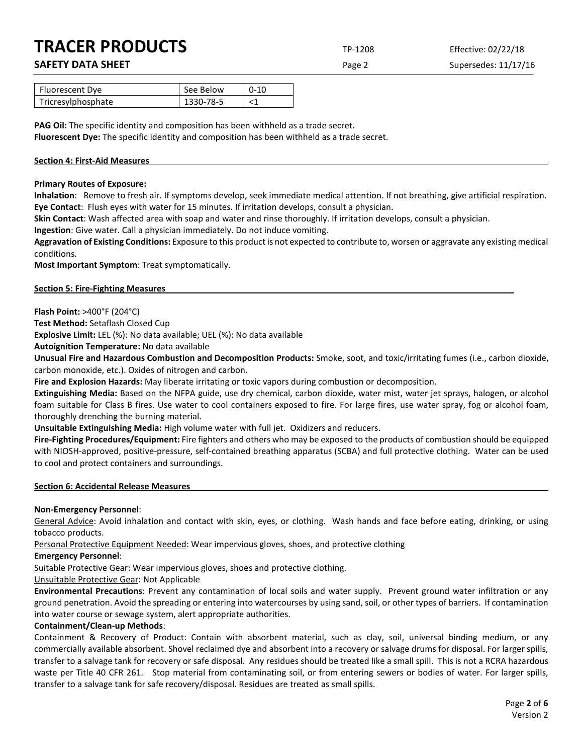| Fluorescent Dye | See Below | 0-10 |
|---|---|---|
| Tricresylphosphate | 1330-78-5 | <1 |

**PAG Oil:** The specific identity and composition has been withheld as a trade secret.
**Fluorescent Dye:** The specific identity and composition has been withheld as a trade secret.

## Section 4: First-Aid Measures

**Primary Routes of Exposure:**

**Inhalation**: Remove to fresh air. If symptoms develop, seek immediate medical attention. If not breathing, give artificial respiration.
**Eye Contact**: Flush eyes with water for 15 minutes. If irritation develops, consult a physician.
**Skin Contact**: Wash affected area with soap and water and rinse thoroughly. If irritation develops, consult a physician.
**Ingestion**: Give water. Call a physician immediately. Do not induce vomiting.
**Aggravation of Existing Conditions:** Exposure to this product is not expected to contribute to, worsen or aggravate any existing medical conditions.
**Most Important Symptom**: Treat symptomatically.

## Section 5: Fire-Fighting Measures

**Flash Point:** >400°F (204°C)
**Test Method:** Setaflash Closed Cup
**Explosive Limit:** LEL (%): No data available; UEL (%): No data available
**Autoignition Temperature:** No data available
**Unusual Fire and Hazardous Combustion and Decomposition Products:** Smoke, soot, and toxic/irritating fumes (i.e., carbon dioxide, carbon monoxide, etc.). Oxides of nitrogen and carbon.
**Fire and Explosion Hazards:** May liberate irritating or toxic vapors during combustion or decomposition.
**Extinguishing Media:** Based on the NFPA guide, use dry chemical, carbon dioxide, water mist, water jet sprays, halogen, or alcohol foam suitable for Class B fires. Use water to cool containers exposed to fire. For large fires, use water spray, fog or alcohol foam, thoroughly drenching the burning material.
**Unsuitable Extinguishing Media:** High volume water with full jet. Oxidizers and reducers.
**Fire-Fighting Procedures/Equipment:** Fire fighters and others who may be exposed to the products of combustion should be equipped with NIOSH-approved, positive-pressure, self-contained breathing apparatus (SCBA) and full protective clothing. Water can be used to cool and protect containers and surroundings.

## Section 6: Accidental Release Measures

**Non-Emergency Personnel**:
General Advice: Avoid inhalation and contact with skin, eyes, or clothing. Wash hands and face before eating, drinking, or using tobacco products.
Personal Protective Equipment Needed: Wear impervious gloves, shoes, and protective clothing
**Emergency Personnel**:
Suitable Protective Gear: Wear impervious gloves, shoes and protective clothing.
Unsuitable Protective Gear: Not Applicable
**Environmental Precautions**: Prevent any contamination of local soils and water supply. Prevent ground water infiltration or any ground penetration. Avoid the spreading or entering into watercourses by using sand, soil, or other types of barriers. If contamination into water course or sewage system, alert appropriate authorities.
**Containment/Clean-up Methods**:
Containment & Recovery of Product: Contain with absorbent material, such as clay, soil, universal binding medium, or any commercially available absorbent. Shovel reclaimed dye and absorbent into a recovery or salvage drums for disposal. For larger spills, transfer to a salvage tank for recovery or safe disposal. Any residues should be treated like a small spill. This is not a RCRA hazardous waste per Title 40 CFR 261. Stop material from contaminating soil, or from entering sewers or bodies of water. For larger spills, transfer to a salvage tank for safe recovery/disposal. Residues are treated as small spills.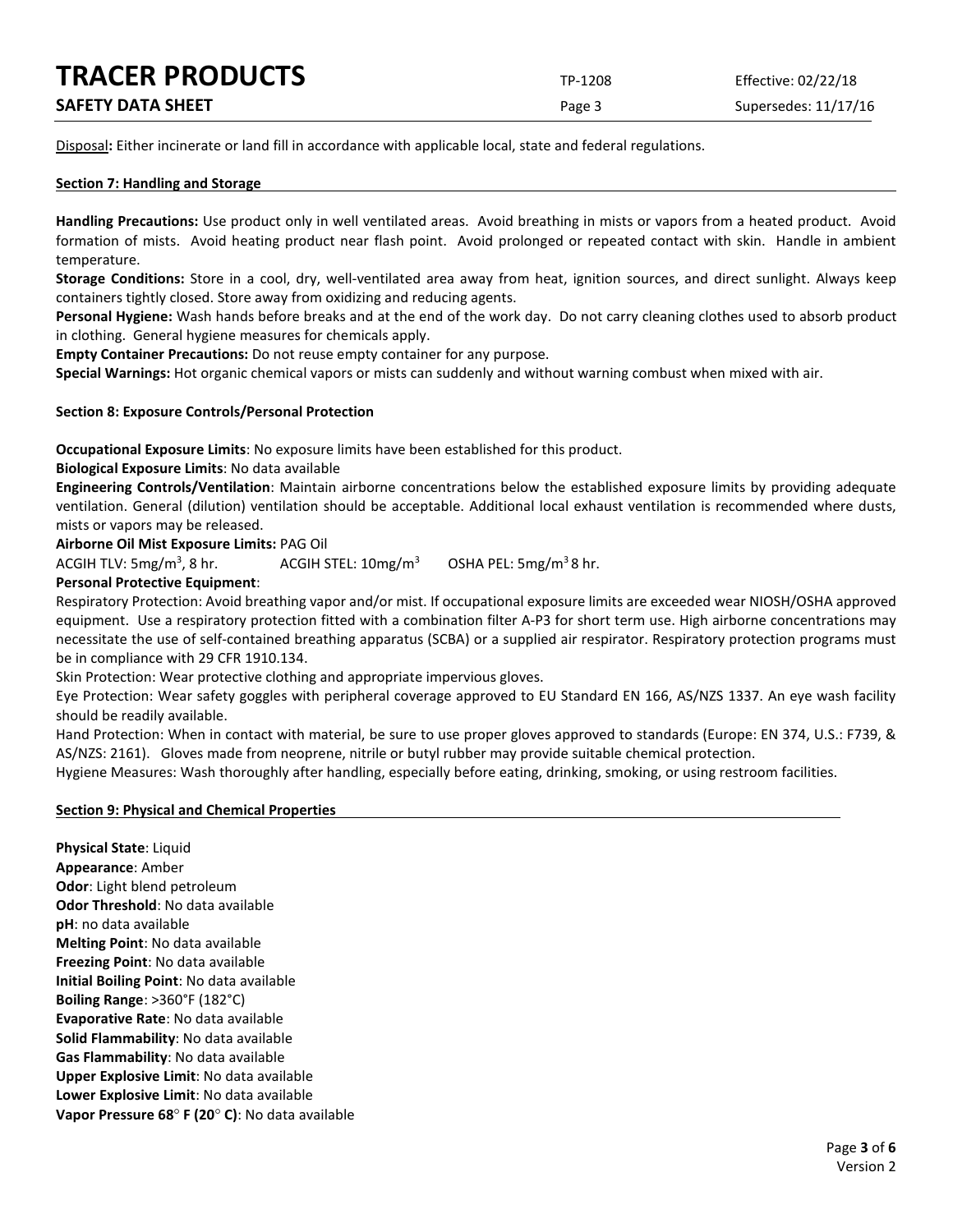Disposal**:** Either incinerate or land fill in accordance with applicable local, state and federal regulations.

## Section 7: Handling and Storage

**Handling Precautions:** Use product only in well ventilated areas. Avoid breathing in mists or vapors from a heated product. Avoid formation of mists. Avoid heating product near flash point. Avoid prolonged or repeated contact with skin. Handle in ambient temperature.

**Storage Conditions:** Store in a cool, dry, well-ventilated area away from heat, ignition sources, and direct sunlight. Always keep containers tightly closed. Store away from oxidizing and reducing agents.

**Personal Hygiene:** Wash hands before breaks and at the end of the work day. Do not carry cleaning clothes used to absorb product in clothing. General hygiene measures for chemicals apply.

**Empty Container Precautions:** Do not reuse empty container for any purpose.

**Special Warnings:** Hot organic chemical vapors or mists can suddenly and without warning combust when mixed with air.

## Section 8: Exposure Controls/Personal Protection

**Occupational Exposure Limits**: No exposure limits have been established for this product.

**Biological Exposure Limits**: No data available

**Engineering Controls/Ventilation**: Maintain airborne concentrations below the established exposure limits by providing adequate ventilation. General (dilution) ventilation should be acceptable. Additional local exhaust ventilation is recommended where dusts, mists or vapors may be released.

**Airborne Oil Mist Exposure Limits:** PAG Oil

ACGIH TLV: 5mg/m$^3$, 8 hr. ACGIH STEL: 10mg/m$^3$ OSHA PEL: 5mg/m$^3$ 8 hr.

**Personal Protective Equipment**:

Respiratory Protection: Avoid breathing vapor and/or mist. If occupational exposure limits are exceeded wear NIOSH/OSHA approved equipment. Use a respiratory protection fitted with a combination filter A-P3 for short term use. High airborne concentrations may necessitate the use of self-contained breathing apparatus (SCBA) or a supplied air respirator. Respiratory protection programs must be in compliance with 29 CFR 1910.134.

Skin Protection: Wear protective clothing and appropriate impervious gloves.

Eye Protection: Wear safety goggles with peripheral coverage approved to EU Standard EN 166, AS/NZS 1337. An eye wash facility should be readily available.

Hand Protection: When in contact with material, be sure to use proper gloves approved to standards (Europe: EN 374, U.S.: F739, & AS/NZS: 2161). Gloves made from neoprene, nitrile or butyl rubber may provide suitable chemical protection.

Hygiene Measures: Wash thoroughly after handling, especially before eating, drinking, smoking, or using restroom facilities.

## Section 9: Physical and Chemical Properties

**Physical State**: Liquid
**Appearance**: Amber
**Odor**: Light blend petroleum
**Odor Threshold**: No data available
**pH**: no data available
**Melting Point**: No data available
**Freezing Point**: No data available
**Initial Boiling Point**: No data available
**Boiling Range**: >360°F (182°C)
**Evaporative Rate**: No data available
**Solid Flammability**: No data available
**Gas Flammability**: No data available
**Upper Explosive Limit**: No data available
**Lower Explosive Limit**: No data available
**Vapor Pressure 68° F (20° C)**: No data available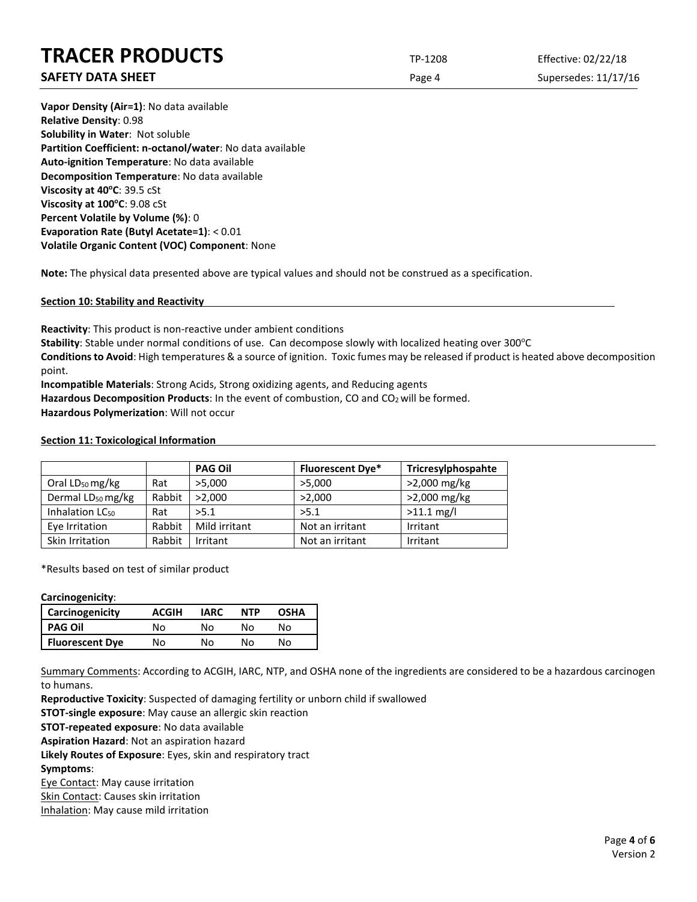**Vapor Density (Air=1)**: No data available
**Relative Density**: 0.98
**Solubility in Water**: Not soluble
**Partition Coefficient: n-octanol/water**: No data available
**Auto-ignition Temperature**: No data available
**Decomposition Temperature**: No data available
**Viscosity at 40°C**: 39.5 cSt
**Viscosity at 100°C**: 9.08 cSt
**Percent Volatile by Volume (%)**: 0
**Evaporation Rate (Butyl Acetate=1)**: < 0.01
**Volatile Organic Content (VOC) Component**: None

**Note:** The physical data presented above are typical values and should not be construed as a specification.

## Section 10: Stability and Reactivity

**Reactivity**: This product is non-reactive under ambient conditions
**Stability**: Stable under normal conditions of use. Can decompose slowly with localized heating over 300°C
**Conditions to Avoid**: High temperatures & a source of ignition. Toxic fumes may be released if product is heated above decomposition point.
**Incompatible Materials**: Strong Acids, Strong oxidizing agents, and Reducing agents
**Hazardous Decomposition Products**: In the event of combustion, CO and $CO_2$ will be formed.
**Hazardous Polymerization**: Will not occur

## Section 11: Toxicological Information

| | | PAG Oil | Fluorescent Dye* | Tricresylphospahte |
|---|---|---|---|---|
| Oral $LD_{50}$ mg/kg | Rat | >5,000 | >5,000 | >2,000 mg/kg |
| Dermal $LD_{50}$ mg/kg | Rabbit | >2,000 | >2,000 | >2,000 mg/kg |
| Inhalation $LC_{50}$ | Rat | >5.1 | >5.1 | >11.1 mg/l |
| Eye Irritation | Rabbit | Mild irritant | Not an irritant | Irritant |
| Skin Irritation | Rabbit | Irritant | Not an irritant | Irritant |

*Results based on test of similar product

**Carcinogenicity**:

| Carcinogenicity | ACGIH | IARC | NTP | OSHA |
|---|---|---|---|---|
| PAG Oil | No | No | No | No |
| Fluorescent Dye | No | No | No | No |

Summary Comments: According to ACGIH, IARC, NTP, and OSHA none of the ingredients are considered to be a hazardous carcinogen to humans.
**Reproductive Toxicity**: Suspected of damaging fertility or unborn child if swallowed
**STOT-single exposure**: May cause an allergic skin reaction
**STOT-repeated exposure**: No data available
**Aspiration Hazard**: Not an aspiration hazard
**Likely Routes of Exposure**: Eyes, skin and respiratory tract
**Symptoms**:
Eye Contact: May cause irritation
Skin Contact: Causes skin irritation
Inhalation: May cause mild irritation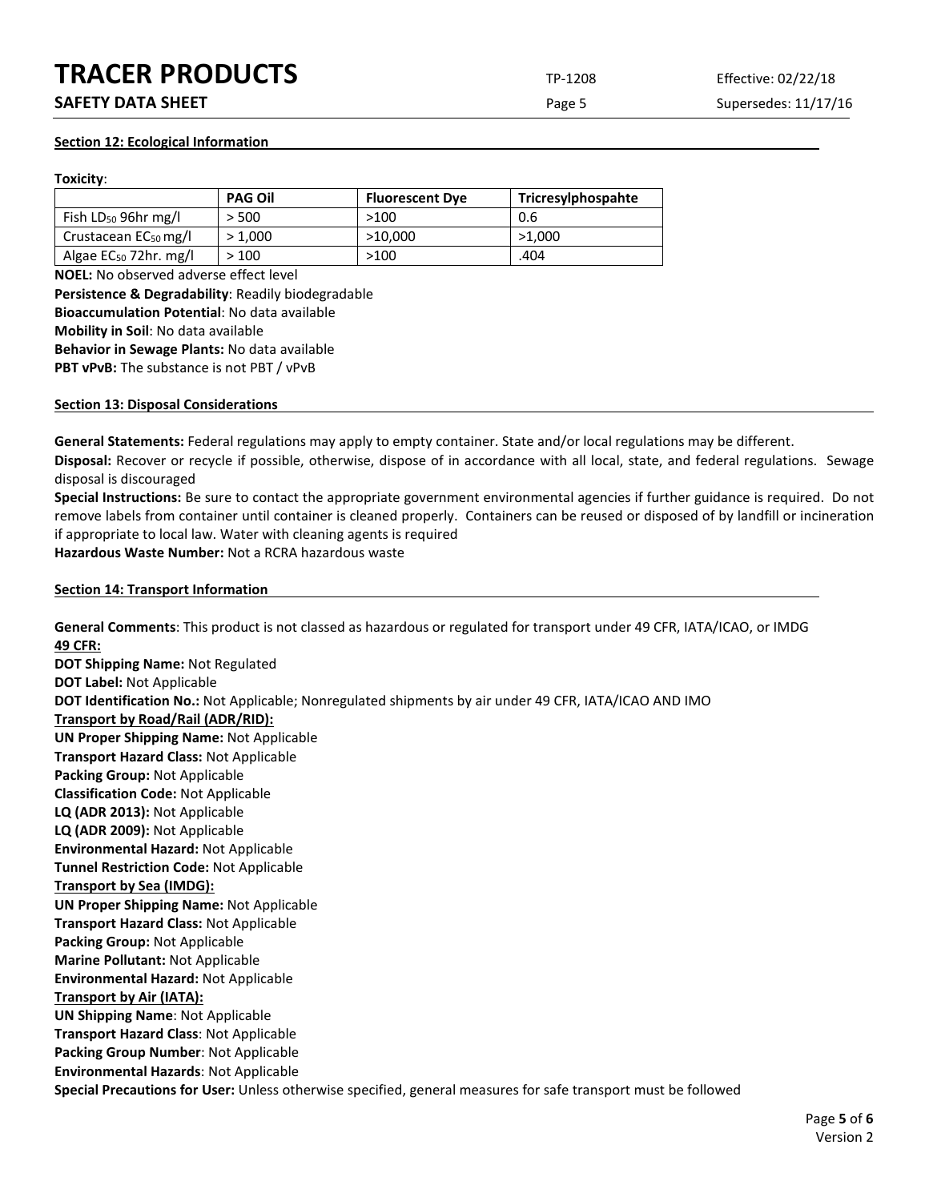## Section 12: Ecological Information

**Toxicity**:

| | PAG Oil | Fluorescent Dye | Tricresylphospahte |
|---|---|---|---|
| Fish $LD_{50}$ 96hr mg/l | > 500 | >100 | 0.6 |
| Crustacean $EC_{50}$ mg/l | > 1,000 | >10,000 | >1,000 |
| Algae $EC_{50}$ 72hr. mg/l | > 100 | >100 | .404 |

**NOEL:** No observed adverse effect level
**Persistence & Degradability**: Readily biodegradable
**Bioaccumulation Potential**: No data available
**Mobility in Soil**: No data available
**Behavior in Sewage Plants:** No data available
**PBT vPvB:** The substance is not PBT / vPvB

## Section 13: Disposal Considerations

**General Statements:** Federal regulations may apply to empty container. State and/or local regulations may be different.
**Disposal:** Recover or recycle if possible, otherwise, dispose of in accordance with all local, state, and federal regulations. Sewage disposal is discouraged
**Special Instructions:** Be sure to contact the appropriate government environmental agencies if further guidance is required. Do not remove labels from container until container is cleaned properly. Containers can be reused or disposed of by landfill or incineration if appropriate to local law. Water with cleaning agents is required
**Hazardous Waste Number:** Not a RCRA hazardous waste

## Section 14: Transport Information

**General Comments**: This product is not classed as hazardous or regulated for transport under 49 CFR, IATA/ICAO, or IMDG
**49 CFR:**
**DOT Shipping Name:** Not Regulated
**DOT Label:** Not Applicable
**DOT Identification No.:** Not Applicable; Nonregulated shipments by air under 49 CFR, IATA/ICAO AND IMO
**Transport by Road/Rail (ADR/RID):**
**UN Proper Shipping Name:** Not Applicable
**Transport Hazard Class:** Not Applicable
**Packing Group:** Not Applicable
**Classification Code:** Not Applicable
**LQ (ADR 2013):** Not Applicable
**LQ (ADR 2009):** Not Applicable
**Environmental Hazard:** Not Applicable
**Tunnel Restriction Code:** Not Applicable
**Transport by Sea (IMDG):**
**UN Proper Shipping Name:** Not Applicable
**Transport Hazard Class:** Not Applicable
**Packing Group:** Not Applicable
**Marine Pollutant:** Not Applicable
**Environmental Hazard:** Not Applicable
**Transport by Air (IATA):**
**UN Shipping Name**: Not Applicable
**Transport Hazard Class**: Not Applicable
**Packing Group Number**: Not Applicable
**Environmental Hazards**: Not Applicable
**Special Precautions for User:** Unless otherwise specified, general measures for safe transport must be followed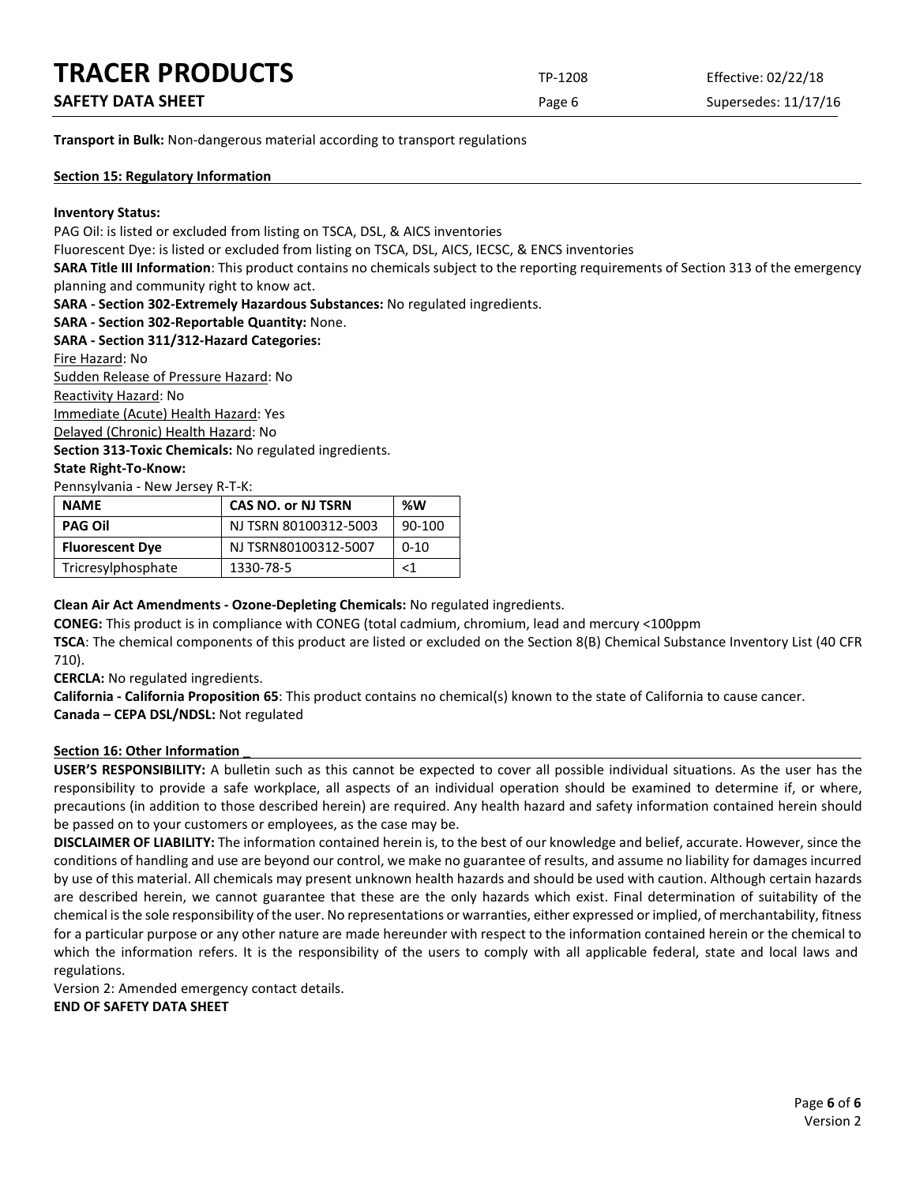**Transport in Bulk:** Non-dangerous material according to transport regulations

## Section 15: Regulatory Information

**Inventory Status:**

PAG Oil: is listed or excluded from listing on TSCA, DSL, & AICS inventories

Fluorescent Dye: is listed or excluded from listing on TSCA, DSL, AICS, IECSC, & ENCS inventories

**SARA Title III Information**: This product contains no chemicals subject to the reporting requirements of Section 313 of the emergency planning and community right to know act.

**SARA - Section 302-Extremely Hazardous Substances:** No regulated ingredients.

**SARA - Section 302-Reportable Quantity:** None.

**SARA - Section 311/312-Hazard Categories:**

Fire Hazard: No

Sudden Release of Pressure Hazard: No

Reactivity Hazard: No

Immediate (Acute) Health Hazard: Yes

Delayed (Chronic) Health Hazard: No

**Section 313-Toxic Chemicals:** No regulated ingredients.

**State Right-To-Know:**

Pennsylvania - New Jersey R-T-K:

| NAME | CAS NO. or NJ TSRN | %W |
|---|---|---|
| **PAG Oil** | NJ TSRN 80100312-5003 | 90-100 |
| **Fluorescent Dye** | NJ TSRN80100312-5007 | 0-10 |
| Tricresylphosphate | 1330-78-5 | <1 |

**Clean Air Act Amendments - Ozone-Depleting Chemicals:** No regulated ingredients.

**CONEG:** This product is in compliance with CONEG (total cadmium, chromium, lead and mercury <100ppm

**TSCA**: The chemical components of this product are listed or excluded on the Section 8(B) Chemical Substance Inventory List (40 CFR 710).

**CERCLA:** No regulated ingredients.

**California - California Proposition 65**: This product contains no chemical(s) known to the state of California to cause cancer.

**Canada – CEPA DSL/NDSL:** Not regulated

## Section 16: Other Information

**USER'S RESPONSIBILITY:** A bulletin such as this cannot be expected to cover all possible individual situations. As the user has the responsibility to provide a safe workplace, all aspects of an individual operation should be examined to determine if, or where, precautions (in addition to those described herein) are required. Any health hazard and safety information contained herein should be passed on to your customers or employees, as the case may be.

**DISCLAIMER OF LIABILITY:** The information contained herein is, to the best of our knowledge and belief, accurate. However, since the conditions of handling and use are beyond our control, we make no guarantee of results, and assume no liability for damages incurred by use of this material. All chemicals may present unknown health hazards and should be used with caution. Although certain hazards are described herein, we cannot guarantee that these are the only hazards which exist. Final determination of suitability of the chemical is the sole responsibility of the user. No representations or warranties, either expressed or implied, of merchantability, fitness for a particular purpose or any other nature are made hereunder with respect to the information contained herein or the chemical to which the information refers. It is the responsibility of the users to comply with all applicable federal, state and local laws and regulations.

Version 2: Amended emergency contact details.

**END OF SAFETY DATA SHEET**